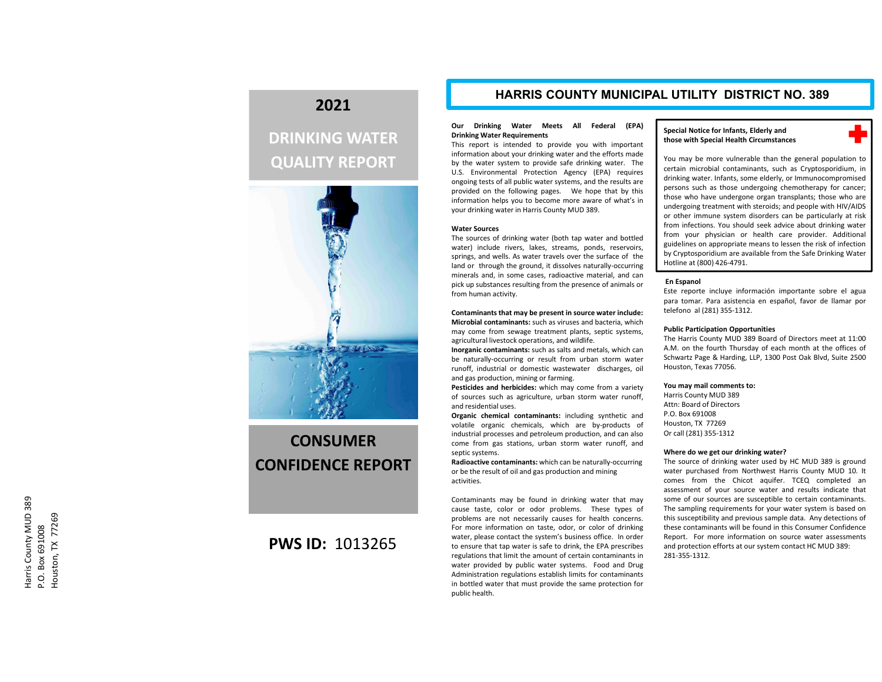Harris County MUD 389
P.O. Box 691008
Houston, TX 77269

# 2021

# DRINKING WATER QUALITY REPORT

# CONSUMER CONFIDENCE REPORT

**PWS ID:** 1013265

# HARRIS COUNTY MUNICIPAL UTILITY DISTRICT NO. 389

**Our Drinking Water Meets All Federal (EPA) Drinking Water Requirements**

This report is intended to provide you with important information about your drinking water and the efforts made by the water system to provide safe drinking water. The U.S. Environmental Protection Agency (EPA) requires ongoing tests of all public water systems, and the results are provided on the following pages. We hope that by this information helps you to become more aware of what's in your drinking water in Harris County MUD 389.

**Water Sources**

The sources of drinking water (both tap water and bottled water) include rivers, lakes, streams, ponds, reservoirs, springs, and wells. As water travels over the surface of the land or through the ground, it dissolves naturally-occurring minerals and, in some cases, radioactive material, and can pick up substances resulting from the presence of animals or from human activity.

**Contaminants that may be present in source water include:**

**Microbial contaminants:** such as viruses and bacteria, which may come from sewage treatment plants, septic systems, agricultural livestock operations, and wildlife.

**Inorganic contaminants:** such as salts and metals, which can be naturally-occurring or result from urban storm water runoff, industrial or domestic wastewater discharges, oil and gas production, mining or farming.

**Pesticides and herbicides:** which may come from a variety of sources such as agriculture, urban storm water runoff, and residential uses.

**Organic chemical contaminants:** including synthetic and volatile organic chemicals, which are by-products of industrial processes and petroleum production, and can also come from gas stations, urban storm water runoff, and septic systems.

**Radioactive contaminants:** which can be naturally-occurring or be the result of oil and gas production and mining activities.

Contaminants may be found in drinking water that may cause taste, color or odor problems. These types of problems are not necessarily causes for health concerns. For more information on taste, odor, or color of drinking water, please contact the system's business office. In order to ensure that tap water is safe to drink, the EPA prescribes regulations that limit the amount of certain contaminants in water provided by public water systems. Food and Drug Administration regulations establish limits for contaminants in bottled water that must provide the same protection for public health.

**Special Notice for Infants, Elderly and those with Special Health Circumstances**

You may be more vulnerable than the general population to certain microbial contaminants, such as Cryptosporidium, in drinking water. Infants, some elderly, or Immunocompromised persons such as those undergoing chemotherapy for cancer; those who have undergone organ transplants; those who are undergoing treatment with steroids; and people with HIV/AIDS or other immune system disorders can be particularly at risk from infections. You should seek advice about drinking water from your physician or health care provider. Additional guidelines on appropriate means to lessen the risk of infection by Cryptosporidium are available from the Safe Drinking Water Hotline at (800) 426-4791.

**En Espanol**

Este reporte incluye información importante sobre el agua para tomar. Para asistencia en español, favor de llamar por telefono al (281) 355-1312.

**Public Participation Opportunities**

The Harris County MUD 389 Board of Directors meet at 11:00 A.M. on the fourth Thursday of each month at the offices of Schwartz Page & Harding, LLP, 1300 Post Oak Blvd, Suite 2500 Houston, Texas 77056.

**You may mail comments to:**

Harris County MUD 389
Attn: Board of Directors
P.O. Box 691008
Houston, TX 77269
Or call (281) 355-1312

**Where do we get our drinking water?**

The source of drinking water used by HC MUD 389 is ground water purchased from Northwest Harris County MUD 10. It comes from the Chicot aquifer. TCEQ completed an assessment of your source water and results indicate that some of our sources are susceptible to certain contaminants. The sampling requirements for your water system is based on this susceptibility and previous sample data. Any detections of these contaminants will be found in this Consumer Confidence Report. For more information on source water assessments and protection efforts at our system contact HC MUD 389: 281-355-1312.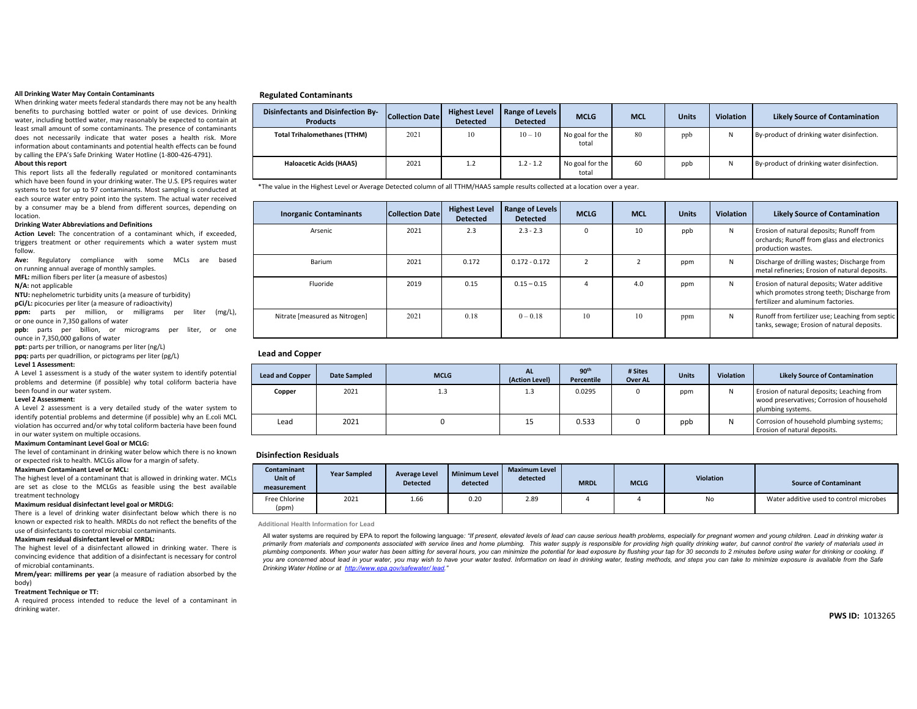**All Drinking Water May Contain Contaminants**

When drinking water meets federal standards there may not be any health benefits to purchasing bottled water or point of use devices. Drinking water, including bottled water, may reasonably be expected to contain at least small amount of some contaminants. The presence of contaminants does not necessarily indicate that water poses a health risk. More information about contaminants and potential health effects can be found by calling the EPA's Safe Drinking Water Hotline (1-800-426-4791).

**About this report**

This report lists all the federally regulated or monitored contaminants which have been found in your drinking water. The U.S. EPS requires water systems to test for up to 97 contaminants. Most sampling is conducted at each source water entry point into the system. The actual water received by a consumer may be a blend from different sources, depending on location.

**Drinking Water Abbreviations and Definitions**

**Action Level:** The concentration of a contaminant which, if exceeded, triggers treatment or other requirements which a water system must follow.

**Ave:** Regulatory compliance with some MCLs are based on running annual average of monthly samples.

**MFL:** million fibers per liter (a measure of asbestos)

**N/A:** not applicable

**NTU:** nephelometric turbidity units (a measure of turbidity)

**pCi/L:** picocuries per liter (a measure of radioactivity)

**ppm:** parts per million, or milligrams per liter (mg/L), or one ounce in 7,350 gallons of water

**ppb:** parts per billion, or micrograms per liter, or one ounce in 7,350,000 gallons of water

**ppt:** parts per trillion, or nanograms per liter (ng/L)

**ppq:** parts per quadrillion, or pictograms per liter (pg/L)

**Level 1 Assessment:**

A Level 1 assessment is a study of the water system to identify potential problems and determine (if possible) why total coliform bacteria have been found in our water system.

**Level 2 Assessment:**

A Level 2 assessment is a very detailed study of the water system to identify potential problems and determine (if possible) why an E.coli MCL violation has occurred and/or why total coliform bacteria have been found in our water system on multiple occasions.

**Maximum Contaminant Level Goal or MCLG:**

The level of contaminant in drinking water below which there is no known or expected risk to health. MCLGs allow for a margin of safety.

**Maximum Contaminant Level or MCL:**

The highest level of a contaminant that is allowed in drinking water. MCLs are set as close to the MCLGs as feasible using the best available treatment technology

**Maximum residual disinfectant level goal or MRDLG:**

There is a level of drinking water disinfectant below which there is no known or expected risk to health. MRDLs do not reflect the benefits of the use of disinfectants to control microbial contaminants.

**Maximum residual disinfectant level or MRDL:**

The highest level of a disinfectant allowed in drinking water. There is convincing evidence that addition of a disinfectant is necessary for control of microbial contaminants.

**Mrem/year: millirems per year** (a measure of radiation absorbed by the body)

**Treatment Technique or TT:**

A required process intended to reduce the level of a contaminant in drinking water.

## Regulated Contaminants

| Disinfectants and Disinfection By-Products | Collection Date | Highest Level Detected | Range of Levels Detected | MCLG | MCL | Units | Violation | Likely Source of Contamination |
|---|---|---|---|---|---|---|---|---|
| Total Trihalomethanes (TTHM) | 2021 | 10 | 10 – 10 | No goal for the total | 80 | ppb | N | By-product of drinking water disinfection. |
| Haloacetic Acids (HAA5) | 2021 | 1.2 | 1.2 - 1.2 | No goal for the total | 60 | ppb | N | By-product of drinking water disinfection. |

*The value in the Highest Level or Average Detected column of all TTHM/HAA5 sample results collected at a location over a year.

| Inorganic Contaminants | Collection Date | Highest Level Detected | Range of Levels Detected | MCLG | MCL | Units | Violation | Likely Source of Contamination |
|---|---|---|---|---|---|---|---|---|
| Arsenic | 2021 | 2.3 | 2.3 - 2.3 | 0 | 10 | ppb | N | Erosion of natural deposits; Runoff from orchards; Runoff from glass and electronics production wastes. |
| Barium | 2021 | 0.172 | 0.172 - 0.172 | 2 | 2 | ppm | N | Discharge of drilling wastes; Discharge from metal refineries; Erosion of natural deposits. |
| Fluoride | 2019 | 0.15 | 0.15 – 0.15 | 4 | 4.0 | ppm | N | Erosion of natural deposits; Water additive which promotes strong teeth; Discharge from fertilizer and aluminum factories. |
| Nitrate [measured as Nitrogen] | 2021 | 0.18 | 0 – 0.18 | 10 | 10 | ppm | N | Runoff from fertilizer use; Leaching from septic tanks, sewage; Erosion of natural deposits. |

## Lead and Copper

| Lead and Copper | Date Sampled | MCLG | AL (Action Level) | 90th Percentile | # Sites Over AL | Units | Violation | Likely Source of Contamination |
|---|---|---|---|---|---|---|---|---|
| Copper | 2021 | 1.3 | 1.3 | 0.0295 | 0 | ppm | N | Erosion of natural deposits; Leaching from wood preservatives; Corrosion of household plumbing systems. |
| Lead | 2021 | 0 | 15 | 0.533 | 0 | ppb | N | Corrosion of household plumbing systems; Erosion of natural deposits. |

## Disinfection Residuals

| Contaminant Unit of measurement | Year Sampled | Average Level Detected | Minimum Level detected | Maximum Level detected | MRDL | MCLG | Violation | Source of Contaminant |
|---|---|---|---|---|---|---|---|---|
| Free Chlorine (ppm) | 2021 | 1.66 | 0.20 | 2.89 | 4 | 4 | No | Water additive used to control microbes |

**Additional Health Information for Lead**

All water systems are required by EPA to report the following language: *"If present, elevated levels of lead can cause serious health problems, especially for pregnant women and young children. Lead in drinking water is primarily from materials and components associated with service lines and home plumbing. This water supply is responsible for providing high quality drinking water, but cannot control the variety of materials used in plumbing components. When your water has been sitting for several hours, you can minimize the potential for lead exposure by flushing your tap for 30 seconds to 2 minutes before using water for drinking or cooking. If you are concerned about lead in your water, you may wish to have your water tested. Information on lead in drinking water, testing methods, and steps you can take to minimize exposure is available from the Safe Drinking Water Hotline or at http://www.epa.gov/safewater/ lead."*

**PWS ID:** 1013265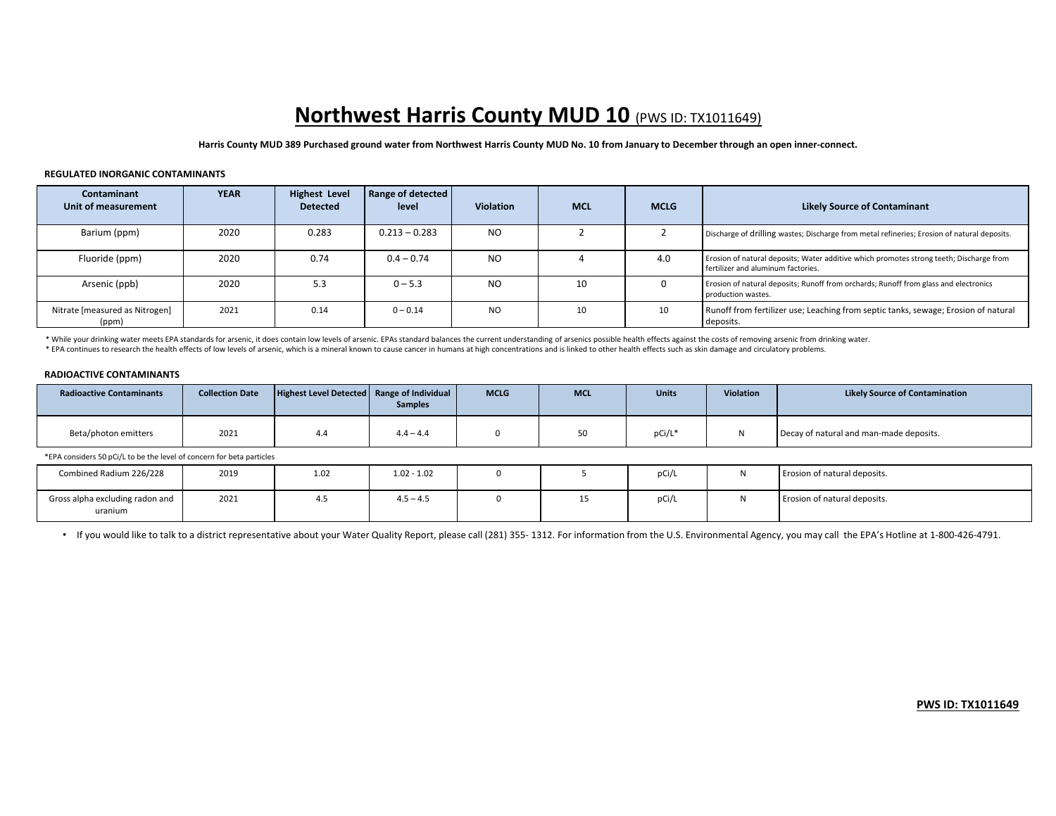# Northwest Harris County MUD 10 (PWS ID: TX1011649)

**Harris County MUD 389 Purchased ground water from Northwest Harris County MUD No. 10 from January to December through an open inner-connect.**

**REGULATED INORGANIC CONTAMINANTS**

| Contaminant Unit of measurement | YEAR | Highest Level Detected | Range of detected level | Violation | MCL | MCLG | Likely Source of Contaminant |
|---|---|---|---|---|---|---|---|
| Barium (ppm) | 2020 | 0.283 | 0.213 – 0.283 | NO | 2 | 2 | Discharge of drilling wastes; Discharge from metal refineries; Erosion of natural deposits. |
| Fluoride (ppm) | 2020 | 0.74 | 0.4 – 0.74 | NO | 4 | 4.0 | Erosion of natural deposits; Water additive which promotes strong teeth; Discharge from fertilizer and aluminum factories. |
| Arsenic (ppb) | 2020 | 5.3 | 0 – 5.3 | NO | 10 | 0 | Erosion of natural deposits; Runoff from orchards; Runoff from glass and electronics production wastes. |
| Nitrate [measured as Nitrogen] (ppm) | 2021 | 0.14 | 0 – 0.14 | NO | 10 | 10 | Runoff from fertilizer use; Leaching from septic tanks, sewage; Erosion of natural deposits. |

* While your drinking water meets EPA standards for arsenic, it does contain low levels of arsenic. EPAs standard balances the current understanding of arsenics possible health effects against the costs of removing arsenic from drinking water.
* EPA continues to research the health effects of low levels of arsenic, which is a mineral known to cause cancer in humans at high concentrations and is linked to other health effects such as skin damage and circulatory problems.

**RADIOACTIVE CONTAMINANTS**

| Radioactive Contaminants | Collection Date | Highest Level Detected | Range of Individual Samples | MCLG | MCL | Units | Violation | Likely Source of Contamination |
|---|---|---|---|---|---|---|---|---|
| Beta/photon emitters | 2021 | 4.4 | 4.4 – 4.4 | 0 | 50 | pCi/L* | N | Decay of natural and man-made deposits. |
| Combined Radium 226/228 | 2019 | 1.02 | 1.02 - 1.02 | 0 | 5 | pCi/L | N | Erosion of natural deposits. |
| Gross alpha excluding radon and uranium | 2021 | 4.5 | 4.5 – 4.5 | 0 | 15 | pCi/L | N | Erosion of natural deposits. |

*EPA considers 50 pCi/L to be the level of concern for beta particles

- If you would like to talk to a district representative about your Water Quality Report, please call (281) 355- 1312. For information from the U.S. Environmental Agency, you may call the EPA's Hotline at 1-800-426-4791.

**PWS ID: TX1011649**